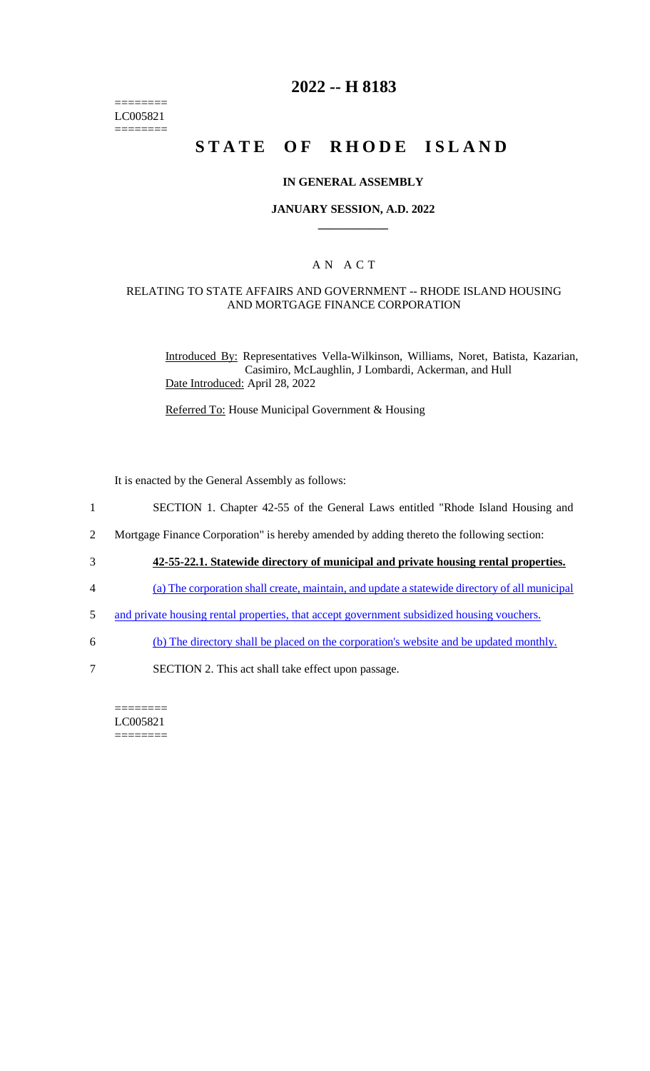========
LC005821
========

# 2022 -- H 8183

# STATE OF RHODE ISLAND

## IN GENERAL ASSEMBLY

### JANUARY SESSION, A.D. 2022

____________

### A N A C T

RELATING TO STATE AFFAIRS AND GOVERNMENT -- RHODE ISLAND HOUSING AND MORTGAGE FINANCE CORPORATION

Introduced By: Representatives Vella-Wilkinson, Williams, Noret, Batista, Kazarian, Casimiro, McLaughlin, J Lombardi, Ackerman, and Hull

Date Introduced: April 28, 2022

Referred To: House Municipal Government & Housing

It is enacted by the General Assembly as follows:

1 SECTION 1. Chapter 42-55 of the General Laws entitled "Rhode Island Housing and

2 Mortgage Finance Corporation" is hereby amended by adding thereto the following section:

3 **42-55-22.1. Statewide directory of municipal and private housing rental properties.**

4 (a) The corporation shall create, maintain, and update a statewide directory of all municipal

5 and private housing rental properties, that accept government subsidized housing vouchers.

6 (b) The directory shall be placed on the corporation's website and be updated monthly.

7 SECTION 2. This act shall take effect upon passage.

========
LC005821
========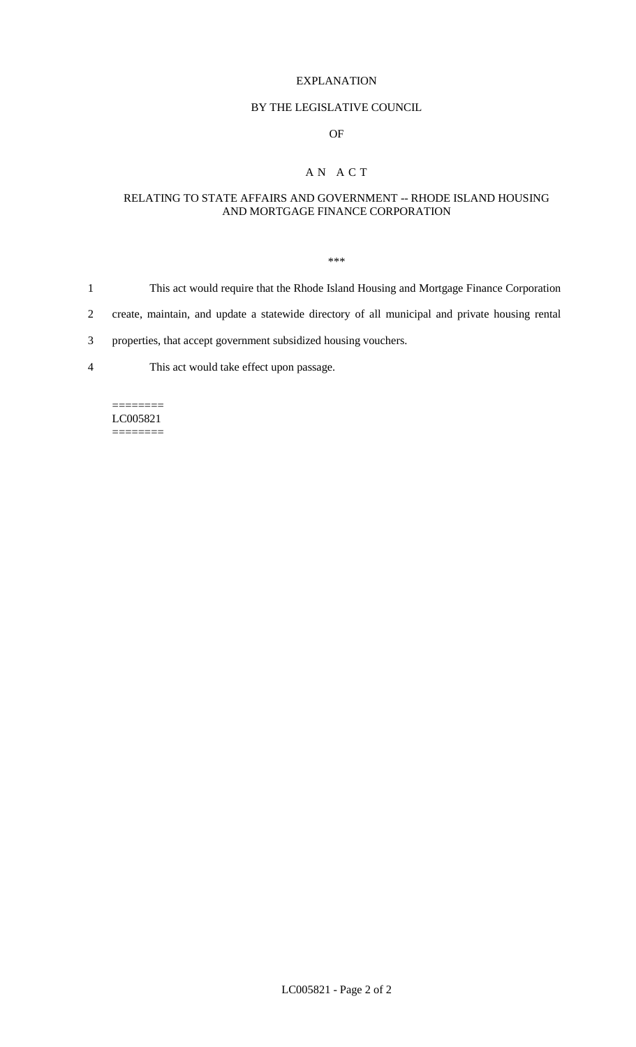EXPLANATION

BY THE LEGISLATIVE COUNCIL

OF

# A N A C T

RELATING TO STATE AFFAIRS AND GOVERNMENT -- RHODE ISLAND HOUSING AND MORTGAGE FINANCE CORPORATION

\*\*\*

1 This act would require that the Rhode Island Housing and Mortgage Finance Corporation
2 create, maintain, and update a statewide directory of all municipal and private housing rental
3 properties, that accept government subsidized housing vouchers.
4 This act would take effect upon passage.

========
LC005821
========